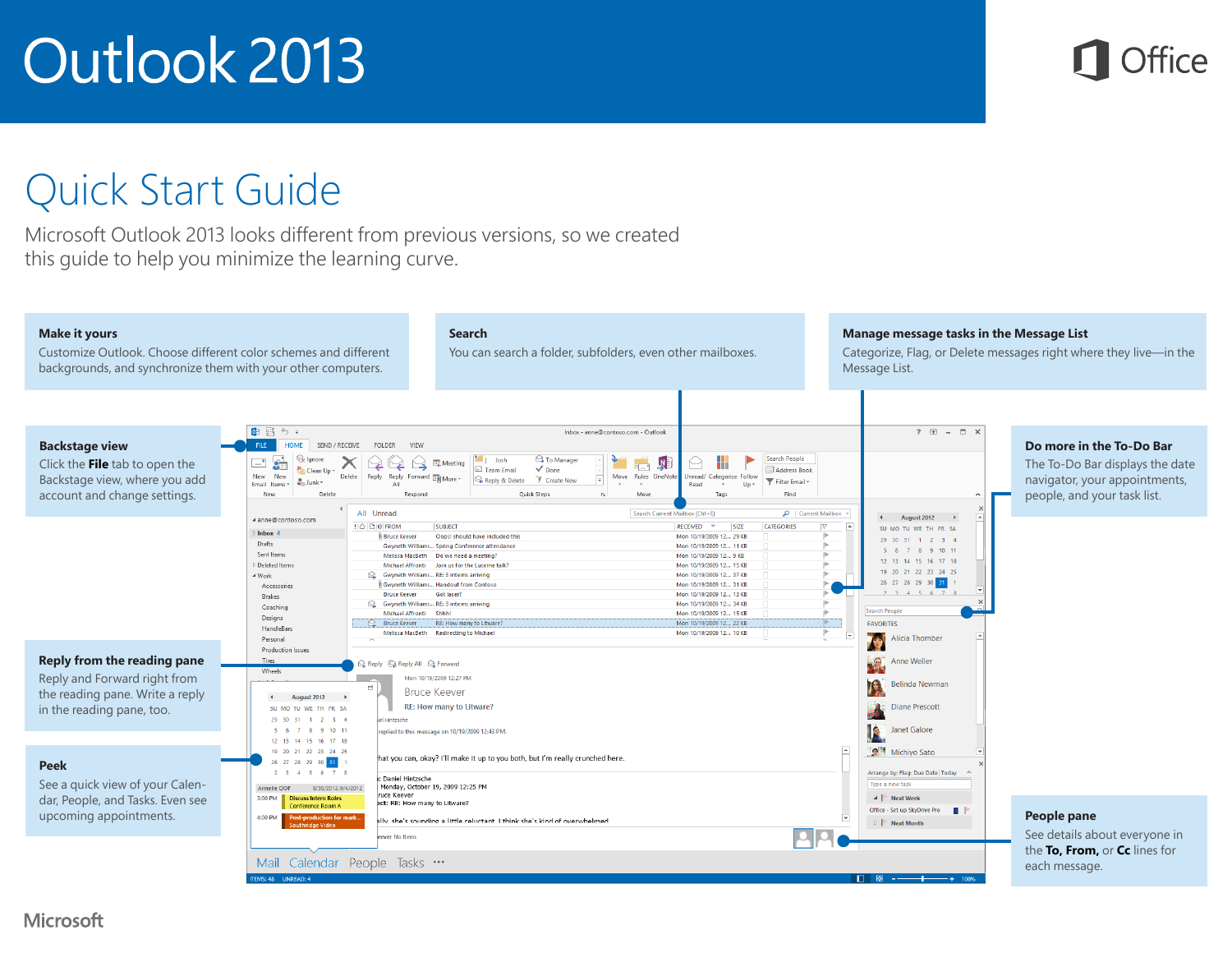# Outlook 2013

Office

## Quick Start Guide

Microsoft Outlook 2013 looks different from previous versions, so we created this guide to help you minimize the learning curve.

**Make it yours**

Customize Outlook. Choose different color schemes and different backgrounds, and synchronize them with your other computers.

**Search**

You can search a folder, subfolders, even other mailboxes.

**Manage message tasks in the Message List**

Categorize, Flag, or Delete messages right where they live—in the Message List.

**Backstage view**

Click the **File** tab to open the Backstage view, where you add account and change settings.

**Do more in the To-Do Bar**

The To-Do Bar displays the date navigator, your appointments, people, and your task list.

**Reply from the reading pane**

Reply and Forward right from the reading pane. Write a reply in the reading pane, too.

**Peek**

See a quick view of your Calendar, People, and Tasks. Even see upcoming appointments.

**People pane**

See details about everyone in the **To, From,** or **Cc** lines for each message.

Microsoft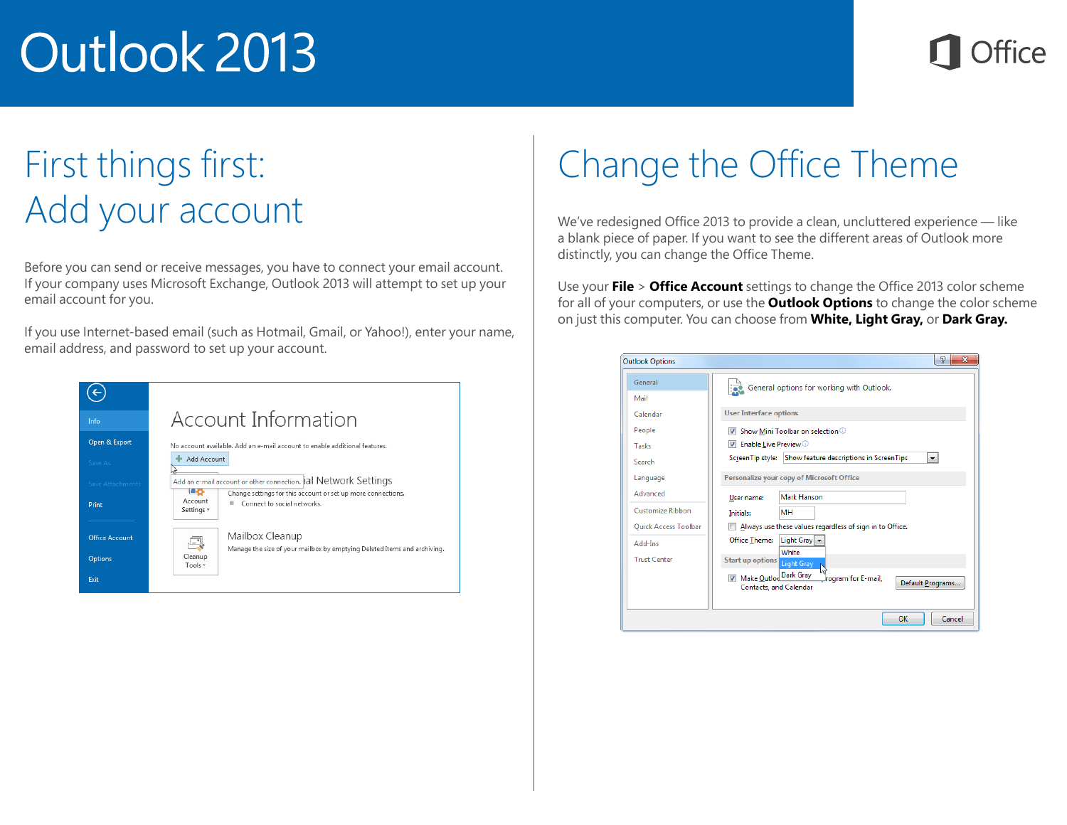# Outlook 2013

## First things first: Add your account

Before you can send or receive messages, you have to connect your email account. If your company uses Microsoft Exchange, Outlook 2013 will attempt to set up your email account for you.

If you use Internet-based email (such as Hotmail, Gmail, or Yahoo!), enter your name, email address, and password to set up your account.

## Change the Office Theme

We've redesigned Office 2013 to provide a clean, uncluttered experience — like a blank piece of paper. If you want to see the different areas of Outlook more distinctly, you can change the Office Theme.

Use your **File** > **Office Account** settings to change the Office 2013 color scheme for all of your computers, or use the **Outlook Options** to change the color scheme on just this computer. You can choose from **White, Light Gray,** or **Dark Gray.**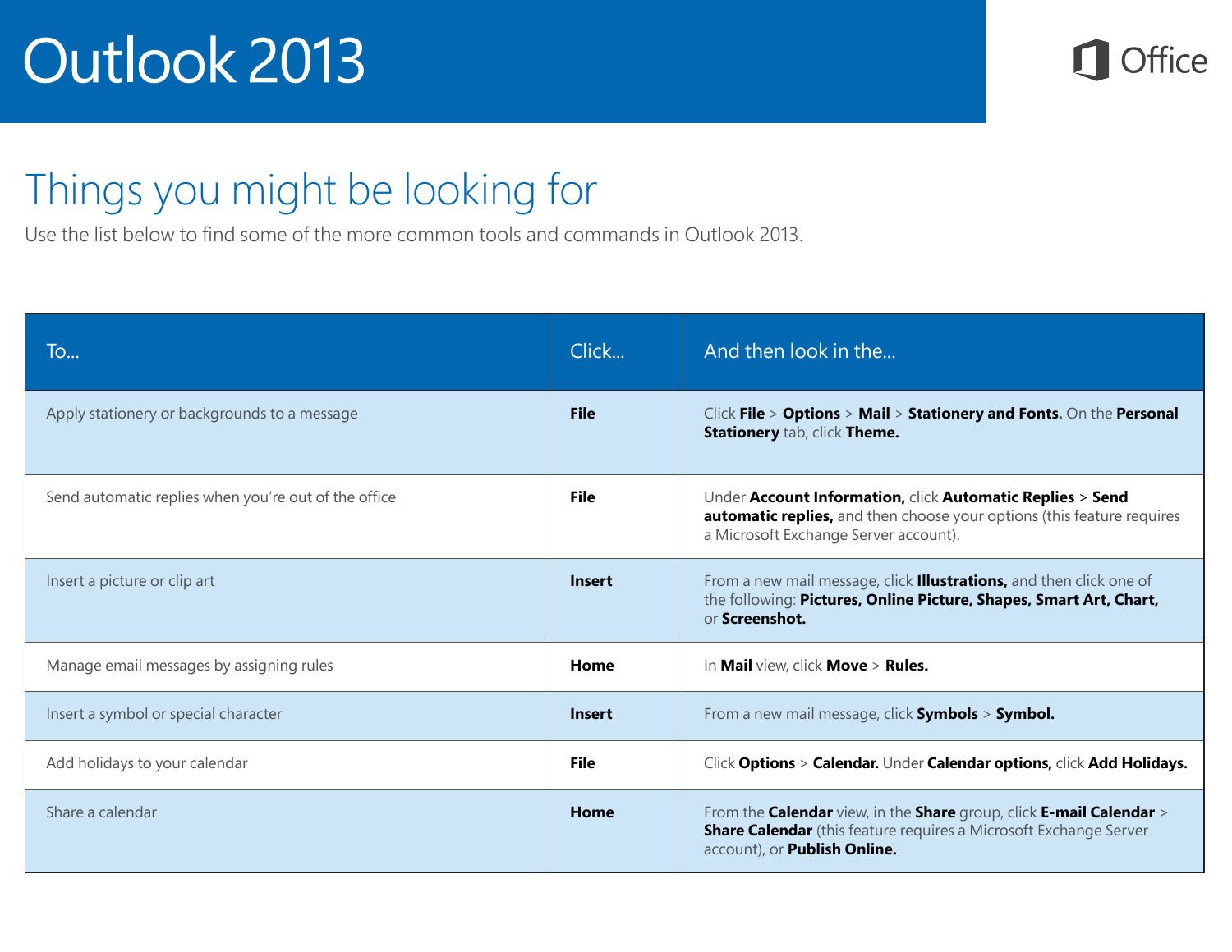# Outlook 2013

Office

## Things you might be looking for

Use the list below to find some of the more common tools and commands in Outlook 2013.

| To... | Click... | And then look in the... |
| --- | --- | --- |
| Apply stationery or backgrounds to a message | **File** | Click **File** > **Options** > **Mail** > **Stationery and Fonts.** On the **Personal Stationery** tab, click **Theme.** |
| Send automatic replies when you're out of the office | **File** | Under **Account Information,** click **Automatic Replies** > **Send automatic replies,** and then choose your options (this feature requires a Microsoft Exchange Server account). |
| Insert a picture or clip art | **Insert** | From a new mail message, click **Illustrations,** and then click one of the following: **Pictures, Online Picture, Shapes, Smart Art, Chart,** or **Screenshot.** |
| Manage email messages by assigning rules | **Home** | In **Mail** view, click **Move** > **Rules.** |
| Insert a symbol or special character | **Insert** | From a new mail message, click **Symbols** > **Symbol.** |
| Add holidays to your calendar | **File** | Click **Options** > **Calendar.** Under **Calendar options,** click **Add Holidays.** |
| Share a calendar | **Home** | From the **Calendar** view, in the **Share** group, click **E-mail Calendar** > **Share Calendar** (this feature requires a Microsoft Exchange Server account), or **Publish Online.** |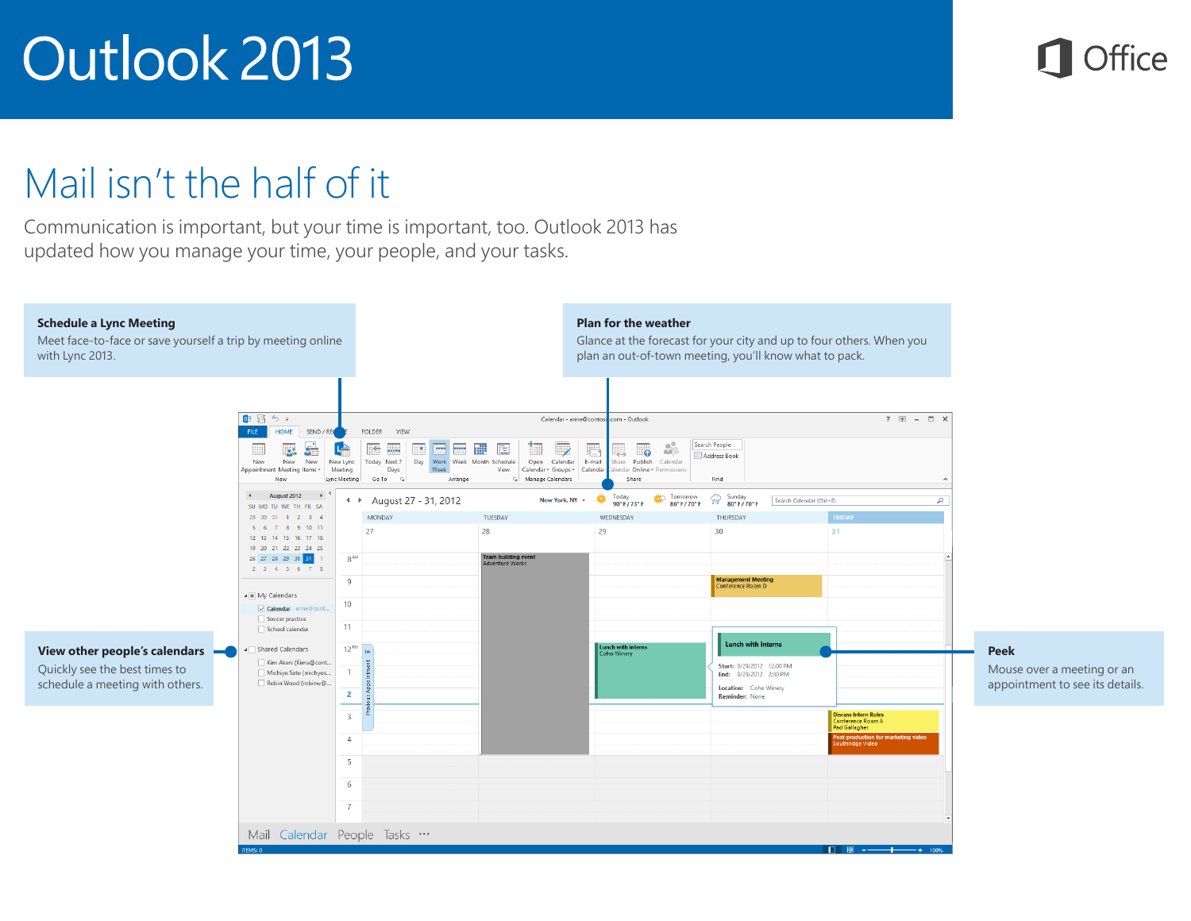# Outlook 2013

Office

## Mail isn't the half of it

Communication is important, but your time is important, too. Outlook 2013 has updated how you manage your time, your people, and your tasks.

**Schedule a Lync Meeting**
Meet face-to-face or save yourself a trip by meeting online with Lync 2013.

**Plan for the weather**
Glance at the forecast for your city and up to four others. When you plan an out-of-town meeting, you'll know what to pack.

**View other people's calendars**
Quickly see the best times to schedule a meeting with others.

**Peek**
Mouse over a meeting or an appointment to see its details.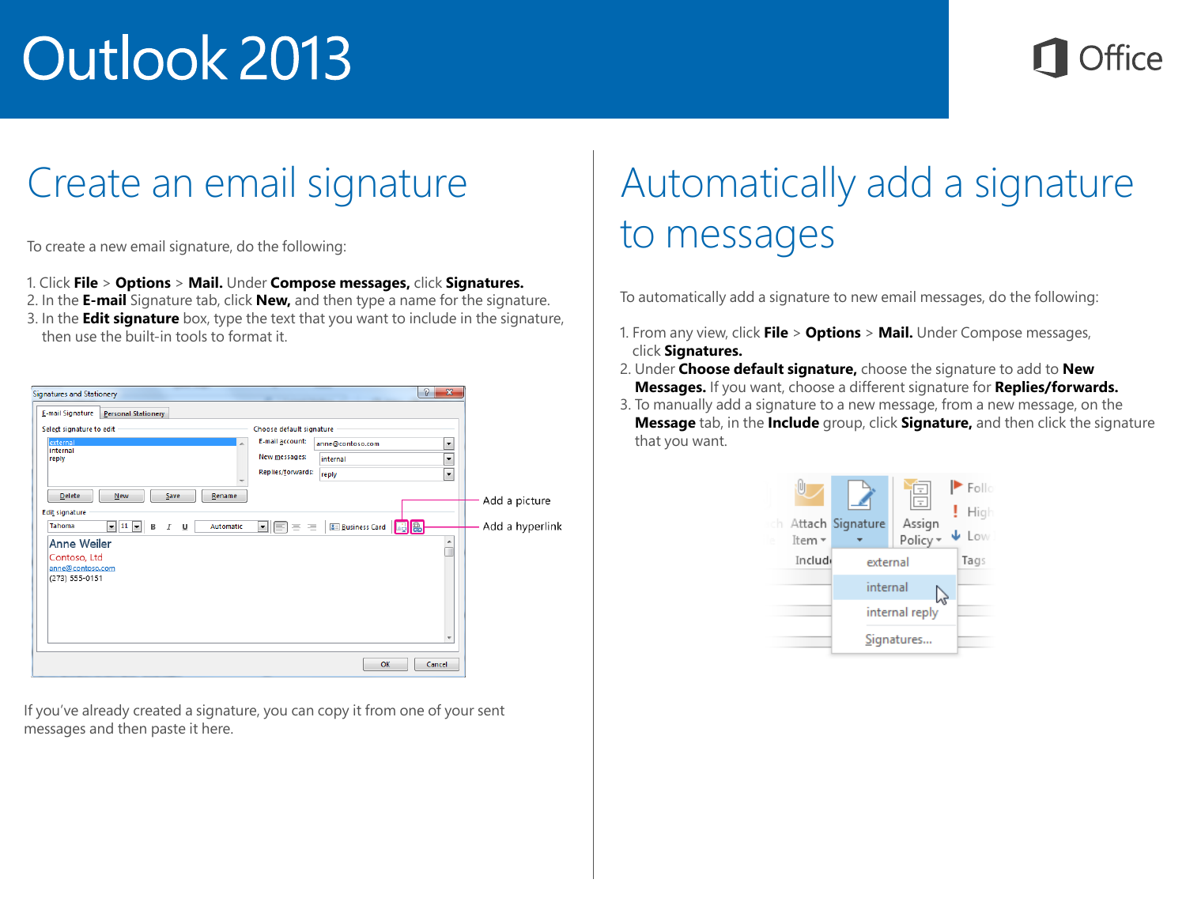# Outlook 2013

## Create an email signature

To create a new email signature, do the following:

1. Click **File** > **Options** > **Mail.** Under **Compose messages,** click **Signatures.**
2. In the **E-mail** Signature tab, click **New,** and then type a name for the signature.
3. In the **Edit signature** box, type the text that you want to include in the signature, then use the built-in tools to format it.

Add a picture

Add a hyperlink

If you've already created a signature, you can copy it from one of your sent messages and then paste it here.

## Automatically add a signature to messages

To automatically add a signature to new email messages, do the following:

1. From any view, click **File** > **Options** > **Mail.** Under Compose messages, click **Signatures.**
2. Under **Choose default signature,** choose the signature to add to **New Messages.** If you want, choose a different signature for **Replies/forwards.**
3. To manually add a signature to a new message, from a new message, on the **Message** tab, in the **Include** group, click **Signature,** and then click the signature that you want.